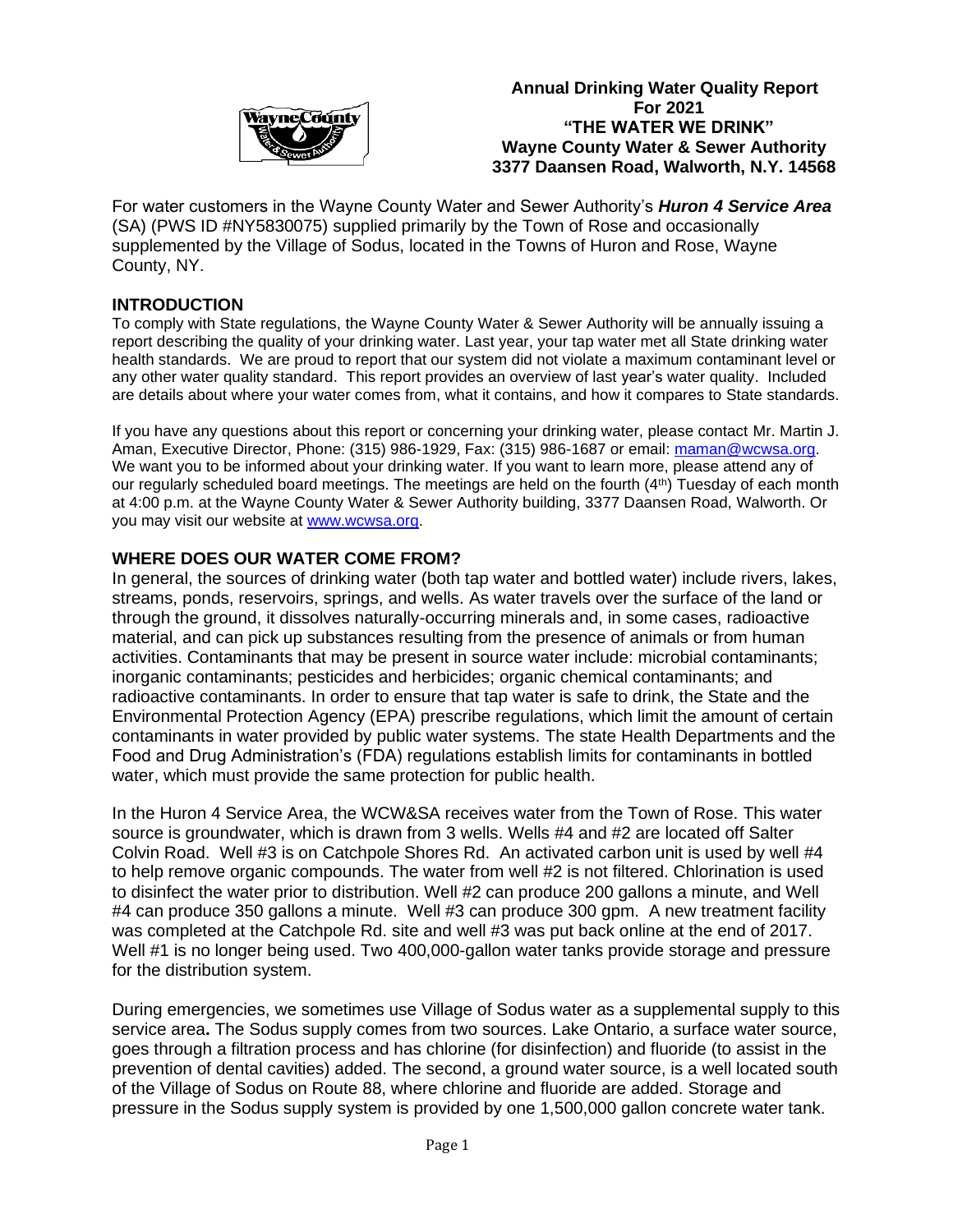# Annual Drinking Water Quality Report For 2021
## "THE WATER WE DRINK"
## Wayne County Water & Sewer Authority
## 3377 Daansen Road, Walworth, N.Y. 14568

For water customers in the Wayne County Water and Sewer Authority's ***Huron 4 Service Area*** (SA) (PWS ID #NY5830075) supplied primarily by the Town of Rose and occasionally supplemented by the Village of Sodus, located in the Towns of Huron and Rose, Wayne County, NY.

## INTRODUCTION

To comply with State regulations, the Wayne County Water & Sewer Authority will be annually issuing a report describing the quality of your drinking water. Last year, your tap water met all State drinking water health standards. We are proud to report that our system did not violate a maximum contaminant level or any other water quality standard. This report provides an overview of last year's water quality. Included are details about where your water comes from, what it contains, and how it compares to State standards.

If you have any questions about this report or concerning your drinking water, please contact Mr. Martin J. Aman, Executive Director, Phone: (315) 986-1929, Fax: (315) 986-1687 or email: maman@wcwsa.org. We want you to be informed about your drinking water. If you want to learn more, please attend any of our regularly scheduled board meetings. The meetings are held on the fourth (4th) Tuesday of each month at 4:00 p.m. at the Wayne County Water & Sewer Authority building, 3377 Daansen Road, Walworth. Or you may visit our website at www.wcwsa.org.

## WHERE DOES OUR WATER COME FROM?

In general, the sources of drinking water (both tap water and bottled water) include rivers, lakes, streams, ponds, reservoirs, springs, and wells. As water travels over the surface of the land or through the ground, it dissolves naturally-occurring minerals and, in some cases, radioactive material, and can pick up substances resulting from the presence of animals or from human activities. Contaminants that may be present in source water include: microbial contaminants; inorganic contaminants; pesticides and herbicides; organic chemical contaminants; and radioactive contaminants. In order to ensure that tap water is safe to drink, the State and the Environmental Protection Agency (EPA) prescribe regulations, which limit the amount of certain contaminants in water provided by public water systems. The state Health Departments and the Food and Drug Administration's (FDA) regulations establish limits for contaminants in bottled water, which must provide the same protection for public health.

In the Huron 4 Service Area, the WCW&SA receives water from the Town of Rose. This water source is groundwater, which is drawn from 3 wells. Wells #4 and #2 are located off Salter Colvin Road. Well #3 is on Catchpole Shores Rd. An activated carbon unit is used by well #4 to help remove organic compounds. The water from well #2 is not filtered. Chlorination is used to disinfect the water prior to distribution. Well #2 can produce 200 gallons a minute, and Well #4 can produce 350 gallons a minute. Well #3 can produce 300 gpm. A new treatment facility was completed at the Catchpole Rd. site and well #3 was put back online at the end of 2017. Well #1 is no longer being used. Two 400,000-gallon water tanks provide storage and pressure for the distribution system.

During emergencies, we sometimes use Village of Sodus water as a supplemental supply to this service area**.** The Sodus supply comes from two sources. Lake Ontario, a surface water source, goes through a filtration process and has chlorine (for disinfection) and fluoride (to assist in the prevention of dental cavities) added. The second, a ground water source, is a well located south of the Village of Sodus on Route 88, where chlorine and fluoride are added. Storage and pressure in the Sodus supply system is provided by one 1,500,000 gallon concrete water tank.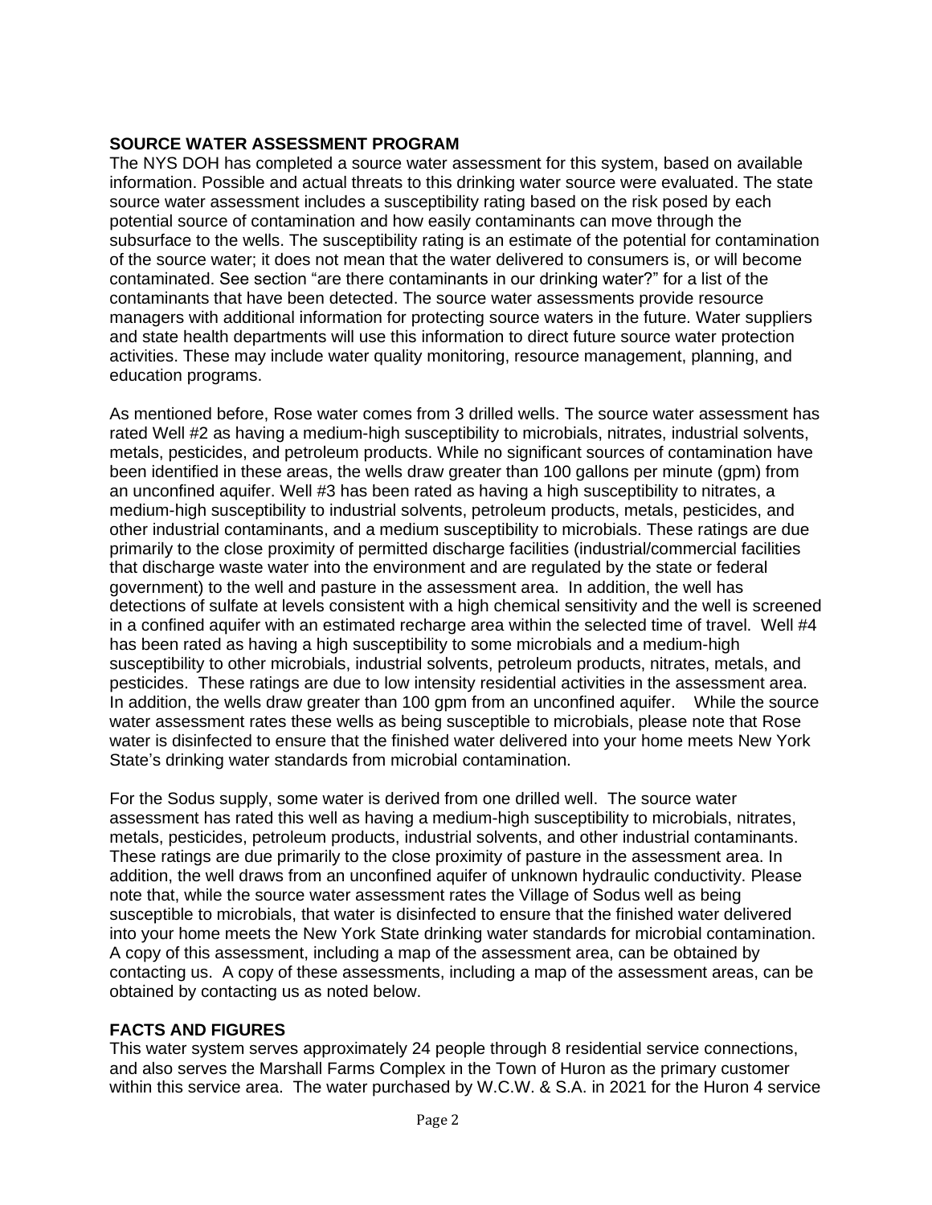## SOURCE WATER ASSESSMENT PROGRAM

The NYS DOH has completed a source water assessment for this system, based on available information. Possible and actual threats to this drinking water source were evaluated. The state source water assessment includes a susceptibility rating based on the risk posed by each potential source of contamination and how easily contaminants can move through the subsurface to the wells. The susceptibility rating is an estimate of the potential for contamination of the source water; it does not mean that the water delivered to consumers is, or will become contaminated. See section "are there contaminants in our drinking water?" for a list of the contaminants that have been detected. The source water assessments provide resource managers with additional information for protecting source waters in the future. Water suppliers and state health departments will use this information to direct future source water protection activities. These may include water quality monitoring, resource management, planning, and education programs.

As mentioned before, Rose water comes from 3 drilled wells. The source water assessment has rated Well #2 as having a medium-high susceptibility to microbials, nitrates, industrial solvents, metals, pesticides, and petroleum products. While no significant sources of contamination have been identified in these areas, the wells draw greater than 100 gallons per minute (gpm) from an unconfined aquifer. Well #3 has been rated as having a high susceptibility to nitrates, a medium-high susceptibility to industrial solvents, petroleum products, metals, pesticides, and other industrial contaminants, and a medium susceptibility to microbials. These ratings are due primarily to the close proximity of permitted discharge facilities (industrial/commercial facilities that discharge waste water into the environment and are regulated by the state or federal government) to the well and pasture in the assessment area. In addition, the well has detections of sulfate at levels consistent with a high chemical sensitivity and the well is screened in a confined aquifer with an estimated recharge area within the selected time of travel. Well #4 has been rated as having a high susceptibility to some microbials and a medium-high susceptibility to other microbials, industrial solvents, petroleum products, nitrates, metals, and pesticides. These ratings are due to low intensity residential activities in the assessment area. In addition, the wells draw greater than 100 gpm from an unconfined aquifer. While the source water assessment rates these wells as being susceptible to microbials, please note that Rose water is disinfected to ensure that the finished water delivered into your home meets New York State's drinking water standards from microbial contamination.

For the Sodus supply, some water is derived from one drilled well. The source water assessment has rated this well as having a medium-high susceptibility to microbials, nitrates, metals, pesticides, petroleum products, industrial solvents, and other industrial contaminants. These ratings are due primarily to the close proximity of pasture in the assessment area. In addition, the well draws from an unconfined aquifer of unknown hydraulic conductivity. Please note that, while the source water assessment rates the Village of Sodus well as being susceptible to microbials, that water is disinfected to ensure that the finished water delivered into your home meets the New York State drinking water standards for microbial contamination. A copy of this assessment, including a map of the assessment area, can be obtained by contacting us. A copy of these assessments, including a map of the assessment areas, can be obtained by contacting us as noted below.

## FACTS AND FIGURES

This water system serves approximately 24 people through 8 residential service connections, and also serves the Marshall Farms Complex in the Town of Huron as the primary customer within this service area. The water purchased by W.C.W. & S.A. in 2021 for the Huron 4 service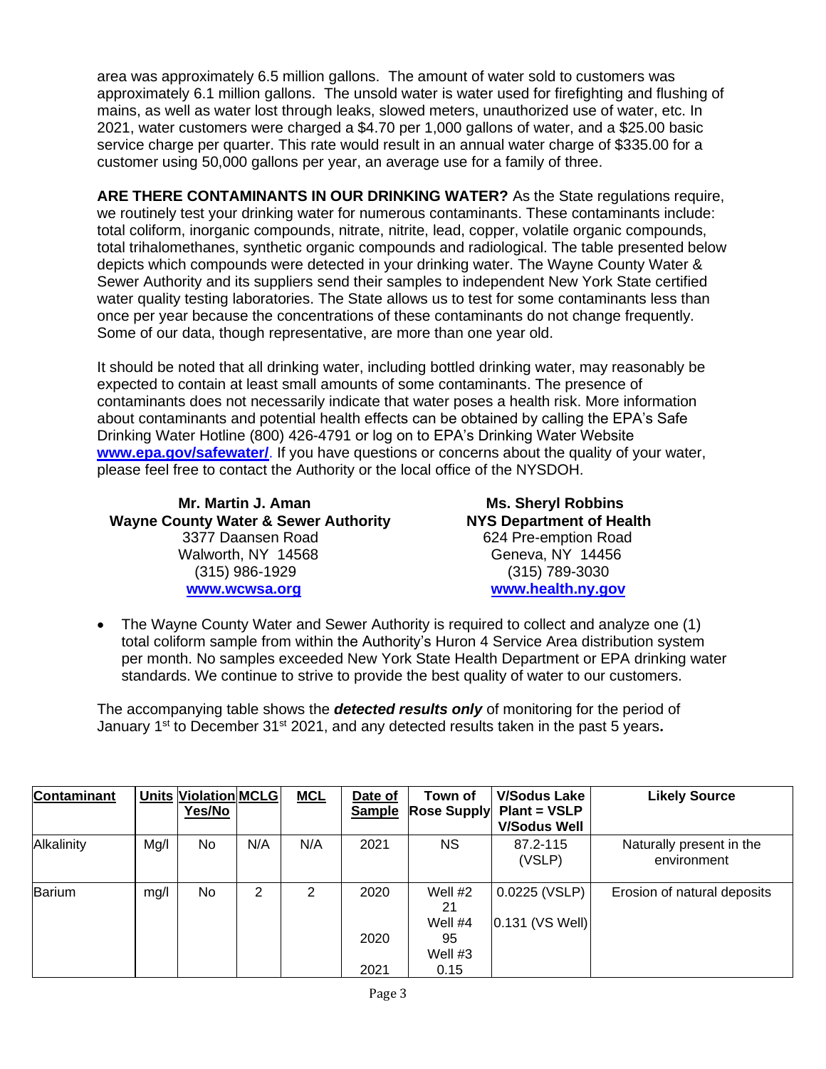area was approximately 6.5 million gallons. The amount of water sold to customers was approximately 6.1 million gallons. The unsold water is water used for firefighting and flushing of mains, as well as water lost through leaks, slowed meters, unauthorized use of water, etc. In 2021, water customers were charged a $4.70 per 1,000 gallons of water, and a $25.00 basic service charge per quarter. This rate would result in an annual water charge of $335.00 for a customer using 50,000 gallons per year, an average use for a family of three.

**ARE THERE CONTAMINANTS IN OUR DRINKING WATER?** As the State regulations require, we routinely test your drinking water for numerous contaminants. These contaminants include: total coliform, inorganic compounds, nitrate, nitrite, lead, copper, volatile organic compounds, total trihalomethanes, synthetic organic compounds and radiological. The table presented below depicts which compounds were detected in your drinking water. The Wayne County Water & Sewer Authority and its suppliers send their samples to independent New York State certified water quality testing laboratories. The State allows us to test for some contaminants less than once per year because the concentrations of these contaminants do not change frequently. Some of our data, though representative, are more than one year old.

It should be noted that all drinking water, including bottled drinking water, may reasonably be expected to contain at least small amounts of some contaminants. The presence of contaminants does not necessarily indicate that water poses a health risk. More information about contaminants and potential health effects can be obtained by calling the EPA's Safe Drinking Water Hotline (800) 426-4791 or log on to EPA's Drinking Water Website **www.epa.gov/safewater/**. If you have questions or concerns about the quality of your water, please feel free to contact the Authority or the local office of the NYSDOH.

**Mr. Martin J. Aman**
**Wayne County Water & Sewer Authority**
3377 Daansen Road
Walworth, NY 14568
(315) 986-1929
**www.wcwsa.org**

**Ms. Sheryl Robbins**
**NYS Department of Health**
624 Pre-emption Road
Geneva, NY 14456
(315) 789-3030
**www.health.ny.gov**

- The Wayne County Water and Sewer Authority is required to collect and analyze one (1) total coliform sample from within the Authority's Huron 4 Service Area distribution system per month. No samples exceeded New York State Health Department or EPA drinking water standards. We continue to strive to provide the best quality of water to our customers.

The accompanying table shows the ***detected results only*** of monitoring for the period of January 1st to December 31st 2021, and any detected results taken in the past 5 years**.**

| Contaminant | Units | Violation Yes/No | MCLG | MCL | Date of Sample | Town of Rose Supply | V/Sodus Lake Plant = VSLP V/Sodus Well | Likely Source |
|---|---|---|---|---|---|---|---|---|
| Alkalinity | Mg/l | No | N/A | N/A | 2021 | NS | 87.2-115 (VSLP) | Naturally present in the environment |
| Barium | mg/l | No | 2 | 2 | 2020<br>2020<br>2021 | Well #2 21<br>Well #4 95<br>Well #3 0.15 | 0.0225 (VSLP)<br>0.131 (VS Well) | Erosion of natural deposits |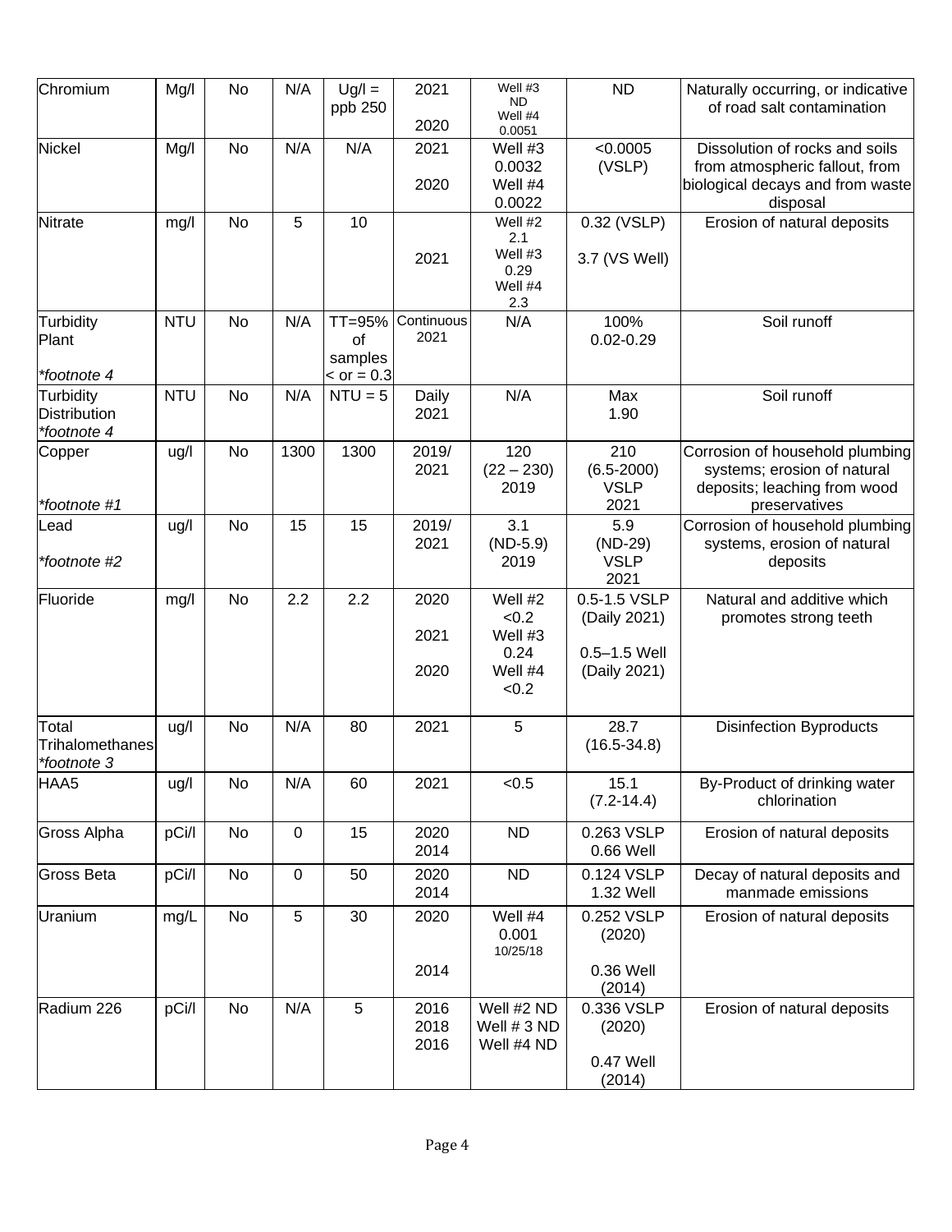| Chromium | Mg/l | No | N/A | Ug/l = ppb 250 | 2021<br><br>2020 | Well #3 ND<br>Well #4 0.0051 | ND | Naturally occurring, or indicative of road salt contamination |
|---|---|---|---|---|---|---|---|---|
| Nickel | Mg/l | No | N/A | N/A | 2021<br><br>2020 | Well #3 0.0032<br>Well #4 0.0022 | <0.0005 (VSLP) | Dissolution of rocks and soils from atmospheric fallout, from biological decays and from waste disposal |
| Nitrate | mg/l | No | 5 | 10 | 2021 | Well #2 2.1<br>Well #3 0.29<br>Well #4 2.3 | 0.32 (VSLP)<br><br>3.7 (VS Well) | Erosion of natural deposits |
| Turbidity Plant<br><br>*footnote 4 | NTU | No | N/A | TT=95% of samples < or = 0.3 | Continuous 2021 | N/A | 100% 0.02-0.29 | Soil runoff |
| Turbidity Distribution<br>*footnote 4 | NTU | No | N/A | NTU = 5 | Daily 2021 | N/A | Max 1.90 | Soil runoff |
| Copper<br><br>*footnote #1 | ug/l | No | 1300 | 1300 | 2019/ 2021 | 120 (22 – 230) 2019 | 210 (6.5-2000) VSLP 2021 | Corrosion of household plumbing systems; erosion of natural deposits; leaching from wood preservatives |
| Lead<br><br>*footnote #2 | ug/l | No | 15 | 15 | 2019/ 2021 | 3.1 (ND-5.9) 2019 | 5.9 (ND-29) VSLP 2021 | Corrosion of household plumbing systems, erosion of natural deposits |
| Fluoride | mg/l | No | 2.2 | 2.2 | 2020<br><br>2021<br><br>2020 | Well #2 <0.2<br>Well #3 0.24<br>Well #4 <0.2 | 0.5-1.5 VSLP (Daily 2021)<br><br>0.5–1.5 Well (Daily 2021) | Natural and additive which promotes strong teeth |
| Total Trihalomethanes<br>*footnote 3 | ug/l | No | N/A | 80 | 2021 | 5 | 28.7 (16.5-34.8) | Disinfection Byproducts |
| HAA5 | ug/l | No | N/A | 60 | 2021 | <0.5 | 15.1 (7.2-14.4) | By-Product of drinking water chlorination |
| Gross Alpha | pCi/l | No | 0 | 15 | 2020 2014 | ND | 0.263 VSLP 0.66 Well | Erosion of natural deposits |
| Gross Beta | pCi/l | No | 0 | 50 | 2020 2014 | ND | 0.124 VSLP 1.32 Well | Decay of natural deposits and manmade emissions |
| Uranium | mg/L | No | 5 | 30 | 2020<br><br>2014 | Well #4 0.001 10/25/18 | 0.252 VSLP (2020)<br><br>0.36 Well (2014) | Erosion of natural deposits |
| Radium 226 | pCi/l | No | N/A | 5 | 2016 2018 2016 | Well #2 ND Well # 3 ND Well #4 ND | 0.336 VSLP (2020)<br><br>0.47 Well (2014) | Erosion of natural deposits |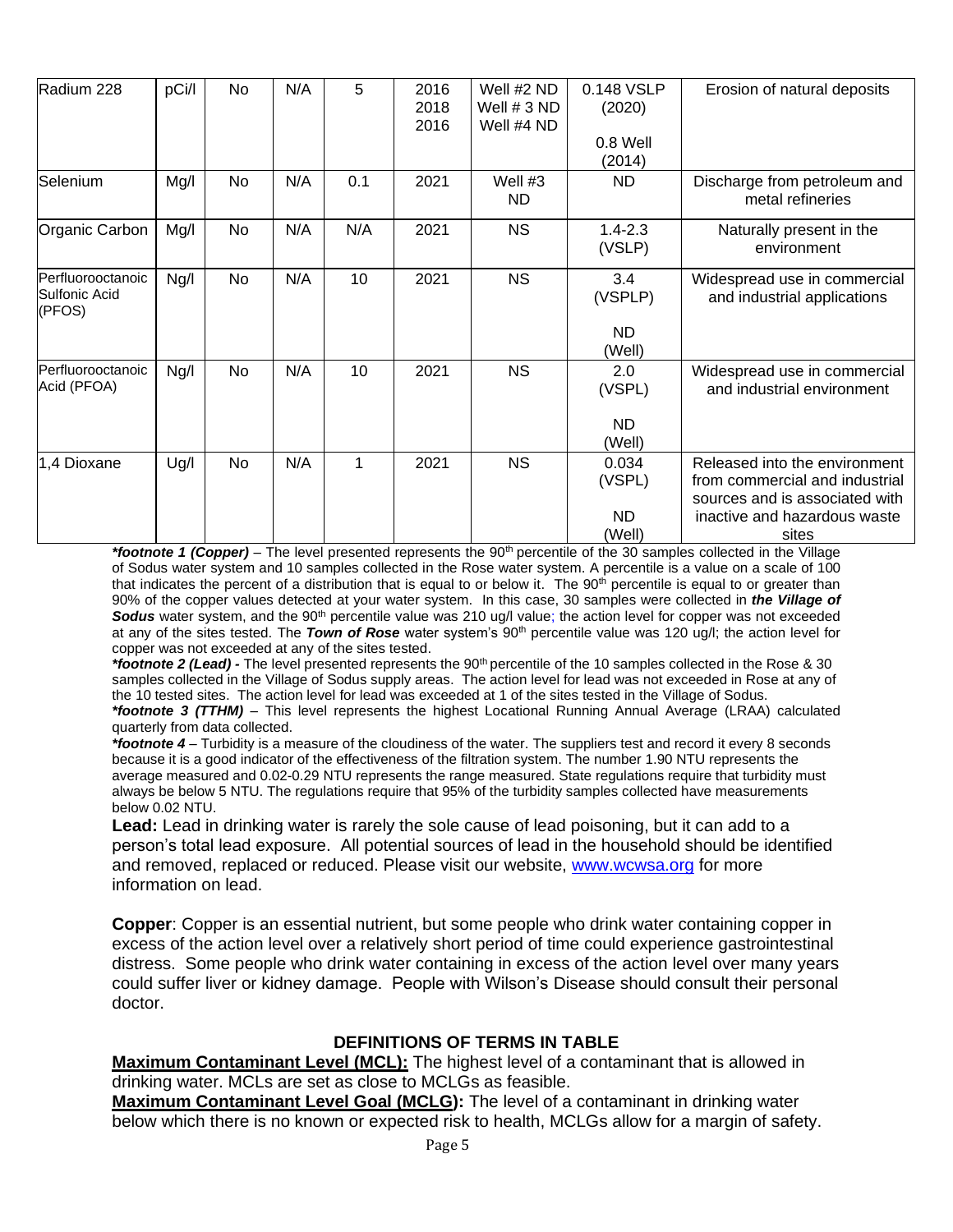| Radium 228 | pCi/l | No | N/A | 5 | 2016<br>2018<br>2016 | Well #2 ND<br>Well # 3 ND<br>Well #4 ND | 0.148 VSLP<br>(2020)<br><br>0.8 Well<br>(2014) | Erosion of natural deposits |
|---|---|---|---|---|---|---|---|---|
| Selenium | Mg/l | No | N/A | 0.1 | 2021 | Well #3<br>ND | ND | Discharge from petroleum and metal refineries |
| Organic Carbon | Mg/l | No | N/A | N/A | 2021 | NS | 1.4-2.3<br>(VSLP) | Naturally present in the environment |
| Perfluorooctanoic Sulfonic Acid (PFOS) | Ng/l | No | N/A | 10 | 2021 | NS | 3.4<br>(VSPLP)<br><br>ND<br>(Well) | Widespread use in commercial and industrial applications |
| Perfluorooctanoic Acid (PFOA) | Ng/l | No | N/A | 10 | 2021 | NS | 2.0<br>(VSPL)<br><br>ND<br>(Well) | Widespread use in commercial and industrial environment |
| 1,4 Dioxane | Ug/l | No | N/A | 1 | 2021 | NS | 0.034<br>(VSPL)<br><br>ND<br>(Well) | Released into the environment from commercial and industrial sources and is associated with inactive and hazardous waste sites |

***footnote 1 (Copper)*** – The level presented represents the 90th percentile of the 30 samples collected in the Village of Sodus water system and 10 samples collected in the Rose water system. A percentile is a value on a scale of 100 that indicates the percent of a distribution that is equal to or below it. The 90th percentile is equal to or greater than 90% of the copper values detected at your water system. In this case, 30 samples were collected in ***the Village of Sodus*** water system, and the 90th percentile value was 210 ug/l value; the action level for copper was not exceeded at any of the sites tested. The ***Town of Rose*** water system's 90th percentile value was 120 ug/l; the action level for copper was not exceeded at any of the sites tested.

***footnote 2 (Lead) -*** The level presented represents the 90th percentile of the 10 samples collected in the Rose & 30 samples collected in the Village of Sodus supply areas. The action level for lead was not exceeded in Rose at any of the 10 tested sites. The action level for lead was exceeded at 1 of the sites tested in the Village of Sodus.

***footnote 3 (TTHM)*** – This level represents the highest Locational Running Annual Average (LRAA) calculated quarterly from data collected.

***footnote 4*** – Turbidity is a measure of the cloudiness of the water. The suppliers test and record it every 8 seconds because it is a good indicator of the effectiveness of the filtration system. The number 1.90 NTU represents the average measured and 0.02-0.29 NTU represents the range measured. State regulations require that turbidity must always be below 5 NTU. The regulations require that 95% of the turbidity samples collected have measurements below 0.02 NTU.

**Lead:** Lead in drinking water is rarely the sole cause of lead poisoning, but it can add to a person's total lead exposure. All potential sources of lead in the household should be identified and removed, replaced or reduced. Please visit our website, www.wcwsa.org for more information on lead.

**Copper**: Copper is an essential nutrient, but some people who drink water containing copper in excess of the action level over a relatively short period of time could experience gastrointestinal distress. Some people who drink water containing in excess of the action level over many years could suffer liver or kidney damage. People with Wilson's Disease should consult their personal doctor.

## DEFINITIONS OF TERMS IN TABLE

**Maximum Contaminant Level (MCL):** The highest level of a contaminant that is allowed in drinking water. MCLs are set as close to MCLGs as feasible.

**Maximum Contaminant Level Goal (MCLG):** The level of a contaminant in drinking water below which there is no known or expected risk to health, MCLGs allow for a margin of safety.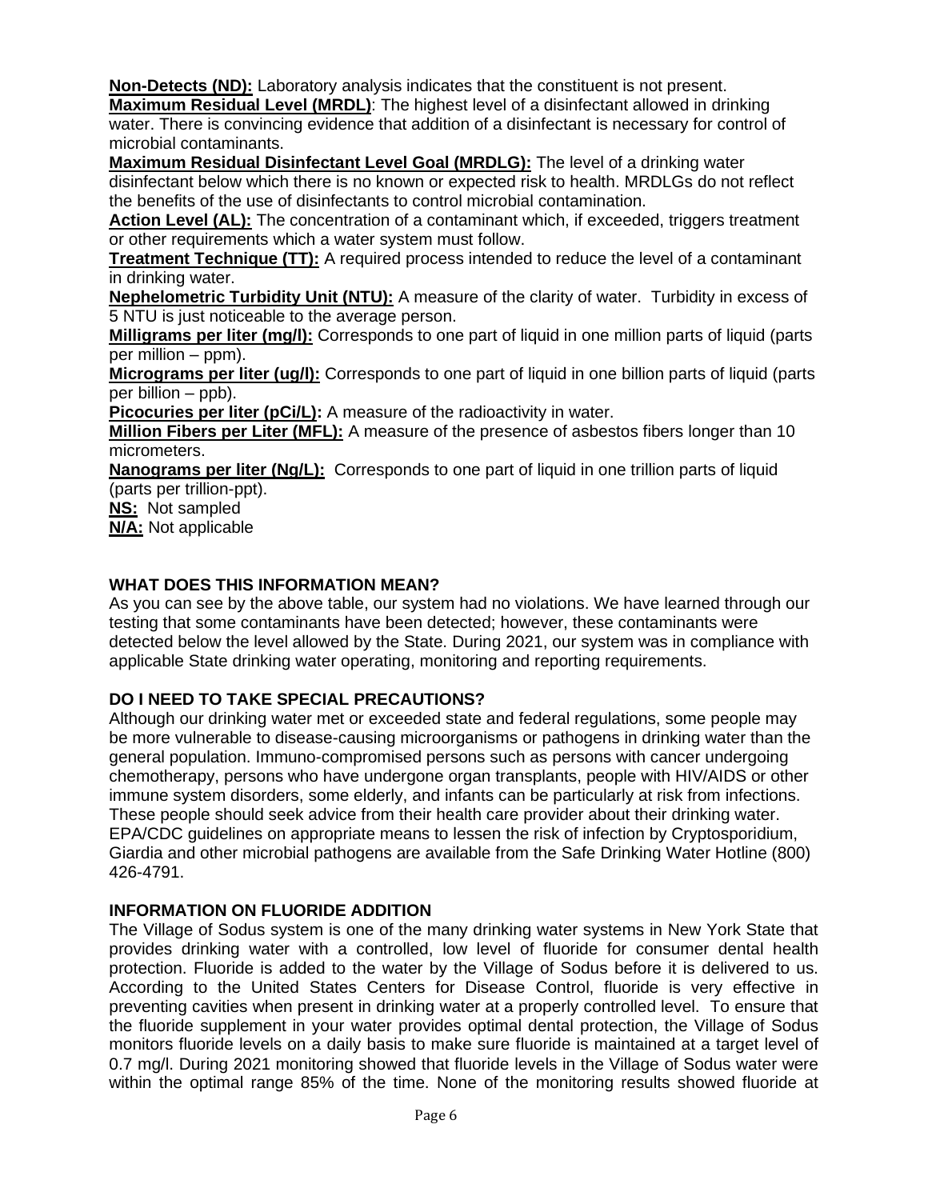**Non-Detects (ND):** Laboratory analysis indicates that the constituent is not present.
**Maximum Residual Level (MRDL)**: The highest level of a disinfectant allowed in drinking water. There is convincing evidence that addition of a disinfectant is necessary for control of microbial contaminants.
**Maximum Residual Disinfectant Level Goal (MRDLG):** The level of a drinking water disinfectant below which there is no known or expected risk to health. MRDLGs do not reflect the benefits of the use of disinfectants to control microbial contamination.
**Action Level (AL):** The concentration of a contaminant which, if exceeded, triggers treatment or other requirements which a water system must follow.
**Treatment Technique (TT):** A required process intended to reduce the level of a contaminant in drinking water.
**Nephelometric Turbidity Unit (NTU):** A measure of the clarity of water. Turbidity in excess of 5 NTU is just noticeable to the average person.
**Milligrams per liter (mg/l):** Corresponds to one part of liquid in one million parts of liquid (parts per million – ppm).
**Micrograms per liter (ug/l):** Corresponds to one part of liquid in one billion parts of liquid (parts per billion – ppb).
**Picocuries per liter (pCi/L):** A measure of the radioactivity in water.
**Million Fibers per Liter (MFL):** A measure of the presence of asbestos fibers longer than 10 micrometers.
**Nanograms per liter (Ng/L):** Corresponds to one part of liquid in one trillion parts of liquid (parts per trillion-ppt).
**NS:** Not sampled
**N/A:** Not applicable

## WHAT DOES THIS INFORMATION MEAN?

As you can see by the above table, our system had no violations. We have learned through our testing that some contaminants have been detected; however, these contaminants were detected below the level allowed by the State. During 2021, our system was in compliance with applicable State drinking water operating, monitoring and reporting requirements.

## DO I NEED TO TAKE SPECIAL PRECAUTIONS?

Although our drinking water met or exceeded state and federal regulations, some people may be more vulnerable to disease-causing microorganisms or pathogens in drinking water than the general population. Immuno-compromised persons such as persons with cancer undergoing chemotherapy, persons who have undergone organ transplants, people with HIV/AIDS or other immune system disorders, some elderly, and infants can be particularly at risk from infections. These people should seek advice from their health care provider about their drinking water. EPA/CDC guidelines on appropriate means to lessen the risk of infection by Cryptosporidium, Giardia and other microbial pathogens are available from the Safe Drinking Water Hotline (800) 426-4791.

## INFORMATION ON FLUORIDE ADDITION

The Village of Sodus system is one of the many drinking water systems in New York State that provides drinking water with a controlled, low level of fluoride for consumer dental health protection. Fluoride is added to the water by the Village of Sodus before it is delivered to us. According to the United States Centers for Disease Control, fluoride is very effective in preventing cavities when present in drinking water at a properly controlled level. To ensure that the fluoride supplement in your water provides optimal dental protection, the Village of Sodus monitors fluoride levels on a daily basis to make sure fluoride is maintained at a target level of 0.7 mg/l. During 2021 monitoring showed that fluoride levels in the Village of Sodus water were within the optimal range 85% of the time. None of the monitoring results showed fluoride at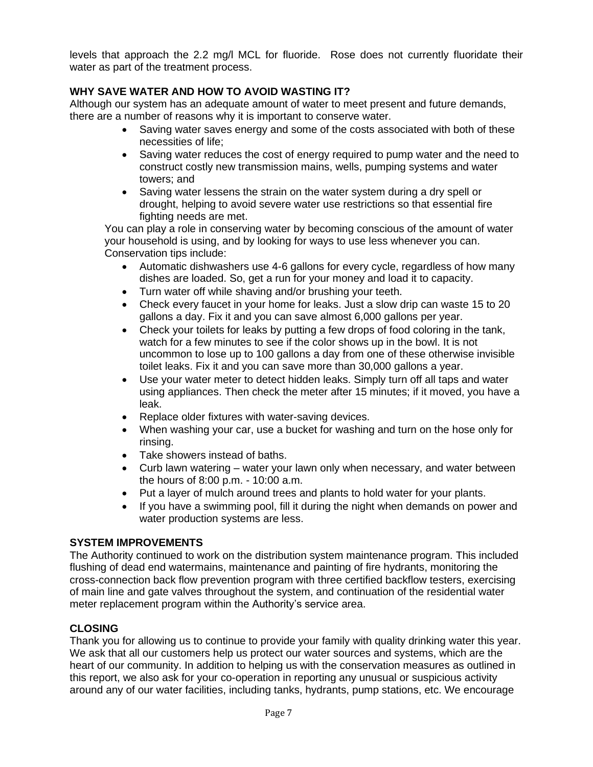levels that approach the 2.2 mg/l MCL for fluoride. Rose does not currently fluoridate their water as part of the treatment process.

**WHY SAVE WATER AND HOW TO AVOID WASTING IT?**

Although our system has an adequate amount of water to meet present and future demands, there are a number of reasons why it is important to conserve water.

- Saving water saves energy and some of the costs associated with both of these necessities of life;
- Saving water reduces the cost of energy required to pump water and the need to construct costly new transmission mains, wells, pumping systems and water towers; and
- Saving water lessens the strain on the water system during a dry spell or drought, helping to avoid severe water use restrictions so that essential fire fighting needs are met.

You can play a role in conserving water by becoming conscious of the amount of water your household is using, and by looking for ways to use less whenever you can. Conservation tips include:

- Automatic dishwashers use 4-6 gallons for every cycle, regardless of how many dishes are loaded. So, get a run for your money and load it to capacity.
- Turn water off while shaving and/or brushing your teeth.
- Check every faucet in your home for leaks. Just a slow drip can waste 15 to 20 gallons a day. Fix it and you can save almost 6,000 gallons per year.
- Check your toilets for leaks by putting a few drops of food coloring in the tank, watch for a few minutes to see if the color shows up in the bowl. It is not uncommon to lose up to 100 gallons a day from one of these otherwise invisible toilet leaks. Fix it and you can save more than 30,000 gallons a year.
- Use your water meter to detect hidden leaks. Simply turn off all taps and water using appliances. Then check the meter after 15 minutes; if it moved, you have a leak.
- Replace older fixtures with water-saving devices.
- When washing your car, use a bucket for washing and turn on the hose only for rinsing.
- Take showers instead of baths.
- Curb lawn watering – water your lawn only when necessary, and water between the hours of 8:00 p.m. - 10:00 a.m.
- Put a layer of mulch around trees and plants to hold water for your plants.
- If you have a swimming pool, fill it during the night when demands on power and water production systems are less.

**SYSTEM IMPROVEMENTS**

The Authority continued to work on the distribution system maintenance program. This included flushing of dead end watermains, maintenance and painting of fire hydrants, monitoring the cross-connection back flow prevention program with three certified backflow testers, exercising of main line and gate valves throughout the system, and continuation of the residential water meter replacement program within the Authority's service area.

**CLOSING**

Thank you for allowing us to continue to provide your family with quality drinking water this year. We ask that all our customers help us protect our water sources and systems, which are the heart of our community. In addition to helping us with the conservation measures as outlined in this report, we also ask for your co-operation in reporting any unusual or suspicious activity around any of our water facilities, including tanks, hydrants, pump stations, etc. We encourage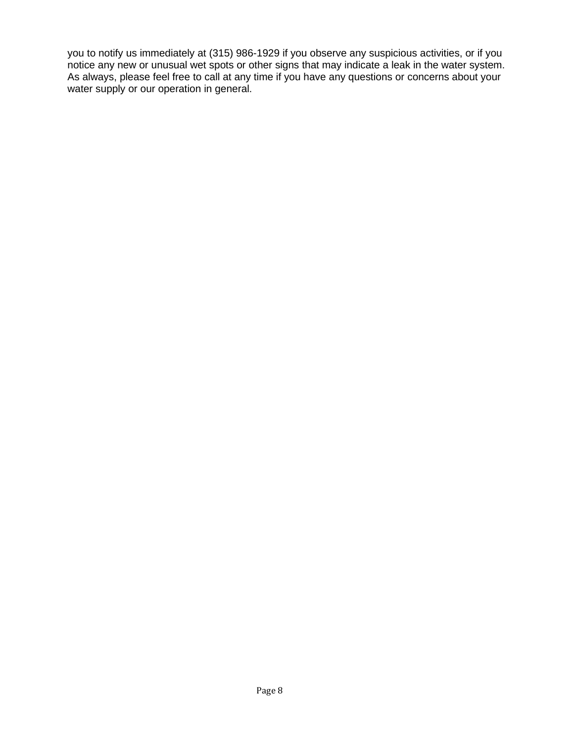you to notify us immediately at (315) 986-1929 if you observe any suspicious activities, or if you notice any new or unusual wet spots or other signs that may indicate a leak in the water system. As always, please feel free to call at any time if you have any questions or concerns about your water supply or our operation in general.